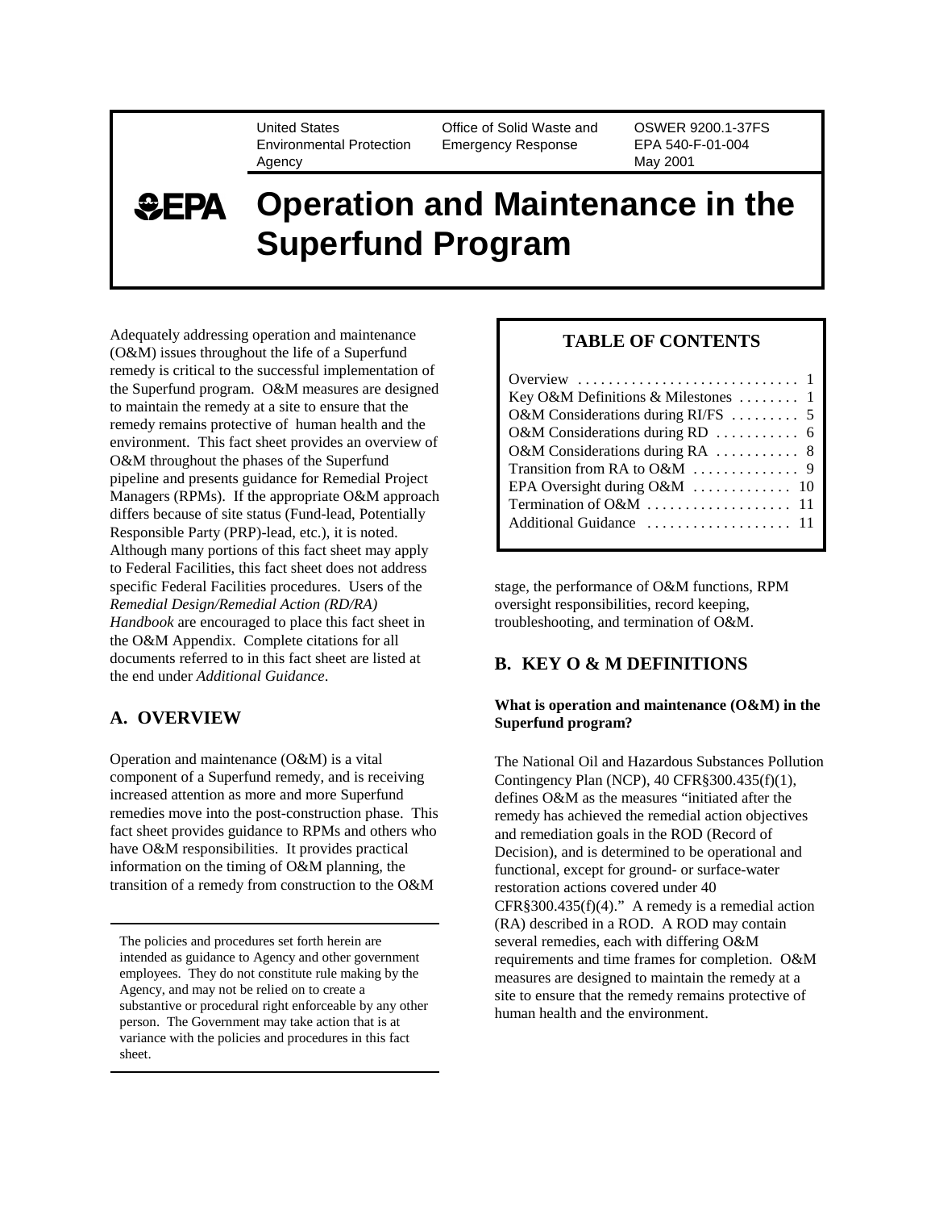United States Environmental Protection Agency | Office of Solid Waste and Emergency Response | OSWER 9200.1-37FS | EPA 540-F-01-004 | May 2001

# EPA Operation and Maintenance in the Superfund Program

Adequately addressing operation and maintenance (O&M) issues throughout the life of a Superfund remedy is critical to the successful implementation of the Superfund program. O&M measures are designed to maintain the remedy at a site to ensure that the remedy remains protective of human health and the environment. This fact sheet provides an overview of O&M throughout the phases of the Superfund pipeline and presents guidance for Remedial Project Managers (RPMs). If the appropriate O&M approach differs because of site status (Fund-lead, Potentially Responsible Party (PRP)-lead, etc.), it is noted. Although many portions of this fact sheet may apply to Federal Facilities, this fact sheet does not address specific Federal Facilities procedures. Users of the *Remedial Design/Remedial Action (RD/RA) Handbook* are encouraged to place this fact sheet in the O&M Appendix. Complete citations for all documents referred to in this fact sheet are listed at the end under *Additional Guidance*.

## A. OVERVIEW

Operation and maintenance (O&M) is a vital component of a Superfund remedy, and is receiving increased attention as more and more Superfund remedies move into the post-construction phase. This fact sheet provides guidance to RPMs and others who have O&M responsibilities. It provides practical information on the timing of O&M planning, the transition of a remedy from construction to the O&M stage, the performance of O&M functions, RPM oversight responsibilities, record keeping, troubleshooting, and termination of O&M.

The policies and procedures set forth herein are intended as guidance to Agency and other government employees. They do not constitute rule making by the Agency, and may not be relied on to create a substantive or procedural right enforceable by any other person. The Government may take action that is at variance with the policies and procedures in this fact sheet.

### TABLE OF CONTENTS

| | |
|---|---|
| Overview | 1 |
| Key O&M Definitions & Milestones | 1 |
| O&M Considerations during RI/FS | 5 |
| O&M Considerations during RD | 6 |
| O&M Considerations during RA | 8 |
| Transition from RA to O&M | 9 |
| EPA Oversight during O&M | 10 |
| Termination of O&M | 11 |
| Additional Guidance | 11 |

## B. KEY O & M DEFINITIONS

**What is operation and maintenance (O&M) in the Superfund program?**

The National Oil and Hazardous Substances Pollution Contingency Plan (NCP), 40 CFR§300.435(f)(1), defines O&M as the measures "initiated after the remedy has achieved the remedial action objectives and remediation goals in the ROD (Record of Decision), and is determined to be operational and functional, except for ground- or surface-water restoration actions covered under 40 CFR§300.435(f)(4)." A remedy is a remedial action (RA) described in a ROD. A ROD may contain several remedies, each with differing O&M requirements and time frames for completion. O&M measures are designed to maintain the remedy at a site to ensure that the remedy remains protective of human health and the environment.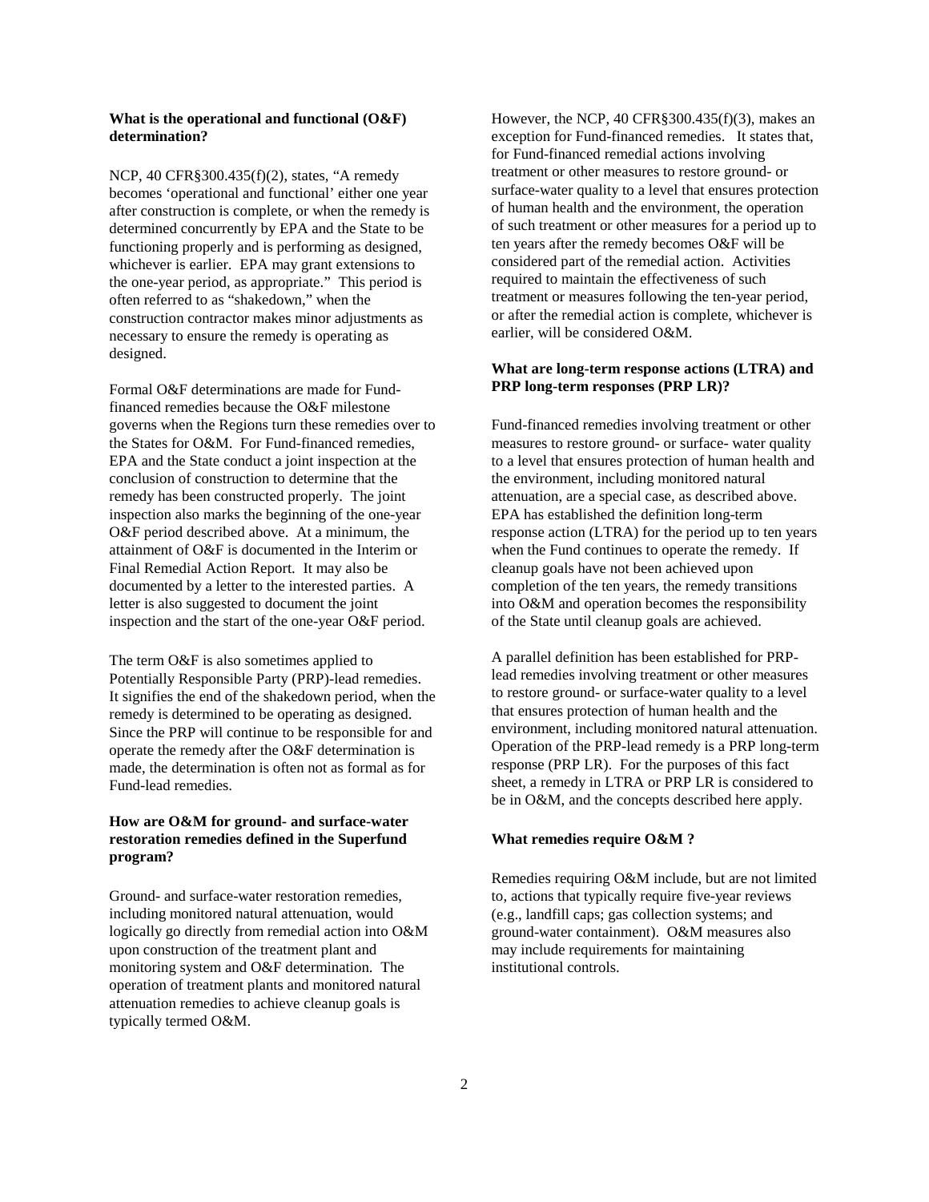**What is the operational and functional (O&F) determination?**

NCP, 40 CFR§300.435(f)(2), states, "A remedy becomes 'operational and functional' either one year after construction is complete, or when the remedy is determined concurrently by EPA and the State to be functioning properly and is performing as designed, whichever is earlier. EPA may grant extensions to the one-year period, as appropriate." This period is often referred to as "shakedown," when the construction contractor makes minor adjustments as necessary to ensure the remedy is operating as designed.

Formal O&F determinations are made for Fund-financed remedies because the O&F milestone governs when the Regions turn these remedies over to the States for O&M. For Fund-financed remedies, EPA and the State conduct a joint inspection at the conclusion of construction to determine that the remedy has been constructed properly. The joint inspection also marks the beginning of the one-year O&F period described above. At a minimum, the attainment of O&F is documented in the Interim or Final Remedial Action Report. It may also be documented by a letter to the interested parties. A letter is also suggested to document the joint inspection and the start of the one-year O&F period.

The term O&F is also sometimes applied to Potentially Responsible Party (PRP)-lead remedies. It signifies the end of the shakedown period, when the remedy is determined to be operating as designed. Since the PRP will continue to be responsible for and operate the remedy after the O&F determination is made, the determination is often not as formal as for Fund-lead remedies.

**How are O&M for ground- and surface-water restoration remedies defined in the Superfund program?**

Ground- and surface-water restoration remedies, including monitored natural attenuation, would logically go directly from remedial action into O&M upon construction of the treatment plant and monitoring system and O&F determination. The operation of treatment plants and monitored natural attenuation remedies to achieve cleanup goals is typically termed O&M.

However, the NCP, 40 CFR§300.435(f)(3), makes an exception for Fund-financed remedies. It states that, for Fund-financed remedial actions involving treatment or other measures to restore ground- or surface-water quality to a level that ensures protection of human health and the environment, the operation of such treatment or other measures for a period up to ten years after the remedy becomes O&F will be considered part of the remedial action. Activities required to maintain the effectiveness of such treatment or measures following the ten-year period, or after the remedial action is complete, whichever is earlier, will be considered O&M.

**What are long-term response actions (LTRA) and PRP long-term responses (PRP LR)?**

Fund-financed remedies involving treatment or other measures to restore ground- or surface- water quality to a level that ensures protection of human health and the environment, including monitored natural attenuation, are a special case, as described above. EPA has established the definition long-term response action (LTRA) for the period up to ten years when the Fund continues to operate the remedy. If cleanup goals have not been achieved upon completion of the ten years, the remedy transitions into O&M and operation becomes the responsibility of the State until cleanup goals are achieved.

A parallel definition has been established for PRP-lead remedies involving treatment or other measures to restore ground- or surface-water quality to a level that ensures protection of human health and the environment, including monitored natural attenuation. Operation of the PRP-lead remedy is a PRP long-term response (PRP LR). For the purposes of this fact sheet, a remedy in LTRA or PRP LR is considered to be in O&M, and the concepts described here apply.

**What remedies require O&M ?**

Remedies requiring O&M include, but are not limited to, actions that typically require five-year reviews (e.g., landfill caps; gas collection systems; and ground-water containment). O&M measures also may include requirements for maintaining institutional controls.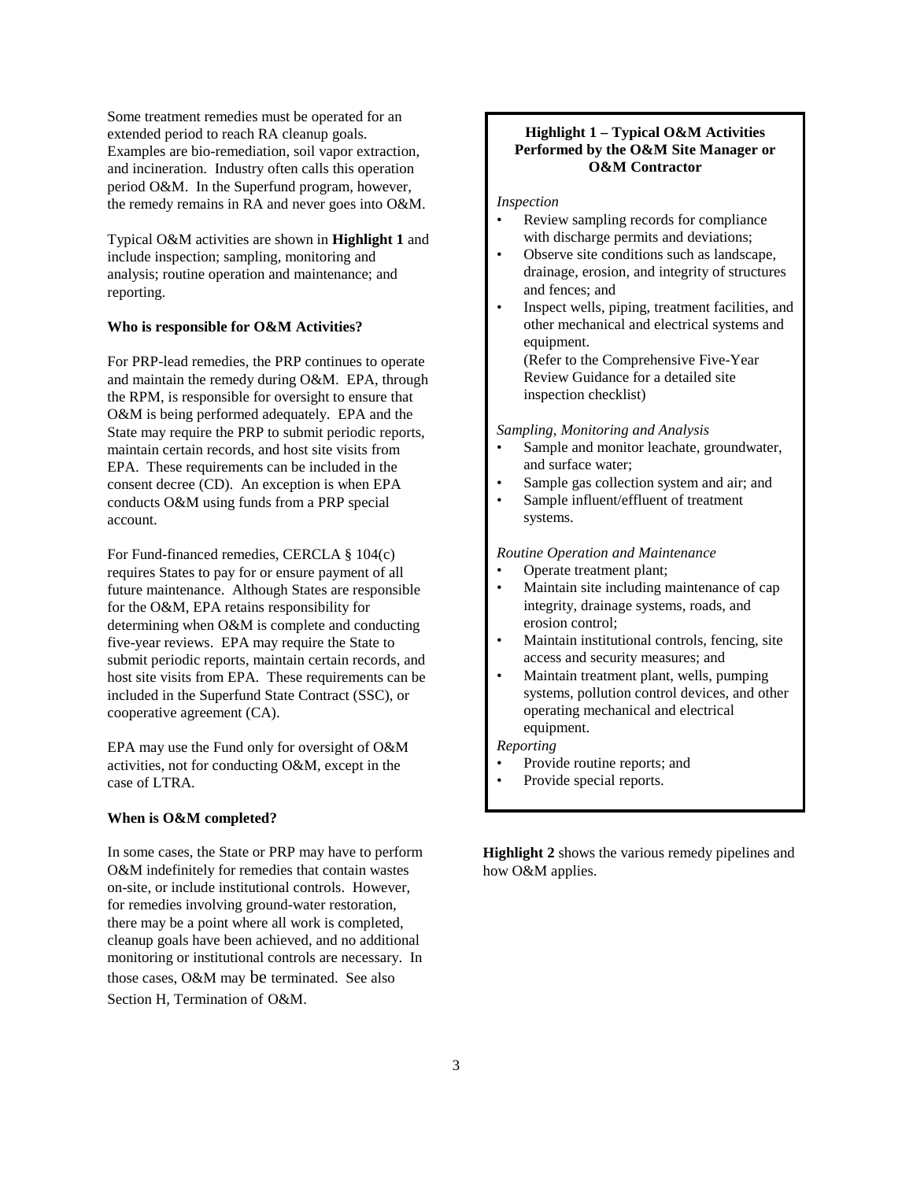Some treatment remedies must be operated for an extended period to reach RA cleanup goals. Examples are bio-remediation, soil vapor extraction, and incineration. Industry often calls this operation period O&M. In the Superfund program, however, the remedy remains in RA and never goes into O&M.

Typical O&M activities are shown in **Highlight 1** and include inspection; sampling, monitoring and analysis; routine operation and maintenance; and reporting.

**Who is responsible for O&M Activities?**

For PRP-lead remedies, the PRP continues to operate and maintain the remedy during O&M. EPA, through the RPM, is responsible for oversight to ensure that O&M is being performed adequately. EPA and the State may require the PRP to submit periodic reports, maintain certain records, and host site visits from EPA. These requirements can be included in the consent decree (CD). An exception is when EPA conducts O&M using funds from a PRP special account.

For Fund-financed remedies, CERCLA § 104(c) requires States to pay for or ensure payment of all future maintenance. Although States are responsible for the O&M, EPA retains responsibility for determining when O&M is complete and conducting five-year reviews. EPA may require the State to submit periodic reports, maintain certain records, and host site visits from EPA. These requirements can be included in the Superfund State Contract (SSC), or cooperative agreement (CA).

EPA may use the Fund only for oversight of O&M activities, not for conducting O&M, except in the case of LTRA.

**When is O&M completed?**

In some cases, the State or PRP may have to perform O&M indefinitely for remedies that contain wastes on-site, or include institutional controls. However, for remedies involving ground-water restoration, there may be a point where all work is completed, cleanup goals have been achieved, and no additional monitoring or institutional controls are necessary. In those cases, O&M may be terminated. See also Section H, Termination of O&M.

**Highlight 1 – Typical O&M Activities Performed by the O&M Site Manager or O&M Contractor**

*Inspection*

- Review sampling records for compliance with discharge permits and deviations;
- Observe site conditions such as landscape, drainage, erosion, and integrity of structures and fences; and
- Inspect wells, piping, treatment facilities, and other mechanical and electrical systems and equipment.
  (Refer to the Comprehensive Five-Year Review Guidance for a detailed site inspection checklist)

*Sampling, Monitoring and Analysis*

- Sample and monitor leachate, groundwater, and surface water;
- Sample gas collection system and air; and
- Sample influent/effluent of treatment systems.

*Routine Operation and Maintenance*

- Operate treatment plant;
- Maintain site including maintenance of cap integrity, drainage systems, roads, and erosion control;
- Maintain institutional controls, fencing, site access and security measures; and
- Maintain treatment plant, wells, pumping systems, pollution control devices, and other operating mechanical and electrical equipment.

*Reporting*

- Provide routine reports; and
- Provide special reports.

**Highlight 2** shows the various remedy pipelines and how O&M applies.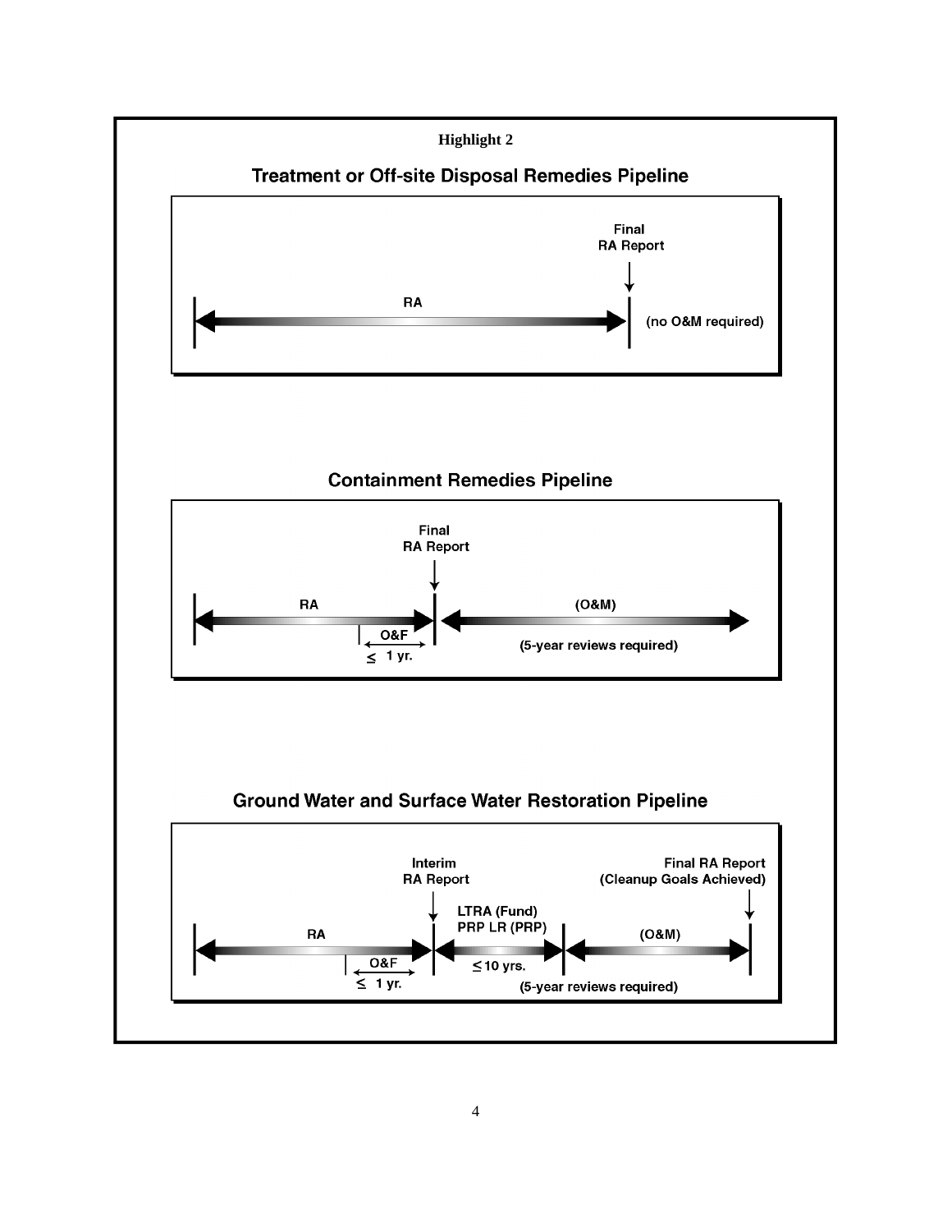**Highlight 2**

## Treatment or Off-site Disposal Remedies Pipeline

Final RA Report

RA

(no O&M required)

## Containment Remedies Pipeline

Final RA Report

RA

O&F

≤ 1 yr.

(O&M)

(5-year reviews required)

## Ground Water and Surface Water Restoration Pipeline

Interim RA Report

Final RA Report (Cleanup Goals Achieved)

RA

O&F

≤ 1 yr.

LTRA (Fund)
PRP LR (PRP)

≤ 10 yrs.

(O&M)

(5-year reviews required)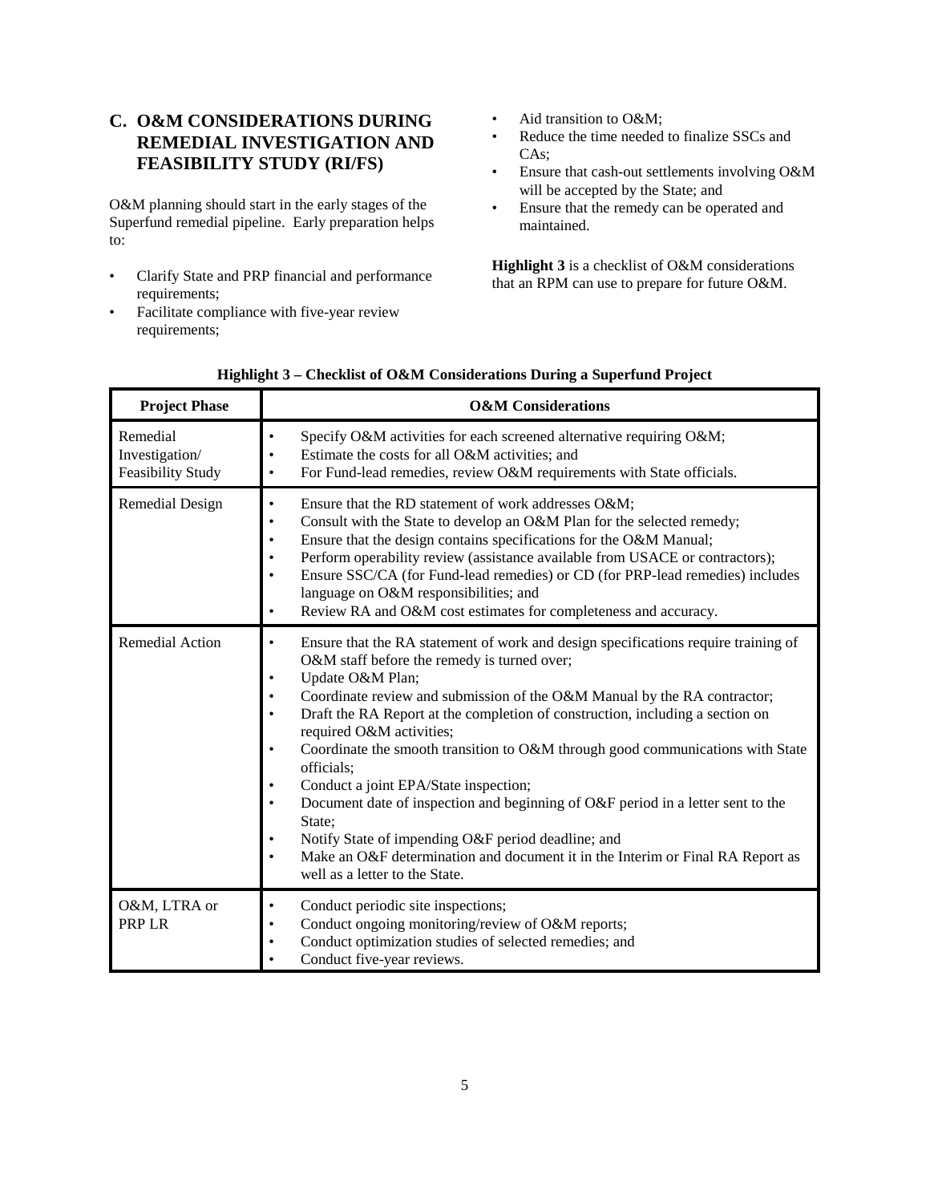## C. O&M CONSIDERATIONS DURING REMEDIAL INVESTIGATION AND FEASIBILITY STUDY (RI/FS)

O&M planning should start in the early stages of the Superfund remedial pipeline. Early preparation helps to:

- Clarify State and PRP financial and performance requirements;
- Facilitate compliance with five-year review requirements;
- Aid transition to O&M;
- Reduce the time needed to finalize SSCs and CAs;
- Ensure that cash-out settlements involving O&M will be accepted by the State; and
- Ensure that the remedy can be operated and maintained.

**Highlight 3** is a checklist of O&M considerations that an RPM can use to prepare for future O&M.

**Highlight 3 – Checklist of O&M Considerations During a Superfund Project**

| Project Phase | O&M Considerations |
|---|---|
| Remedial Investigation/ Feasibility Study | • Specify O&M activities for each screened alternative requiring O&M;<br>• Estimate the costs for all O&M activities; and<br>• For Fund-lead remedies, review O&M requirements with State officials. |
| Remedial Design | • Ensure that the RD statement of work addresses O&M;<br>• Consult with the State to develop an O&M Plan for the selected remedy;<br>• Ensure that the design contains specifications for the O&M Manual;<br>• Perform operability review (assistance available from USACE or contractors);<br>• Ensure SSC/CA (for Fund-lead remedies) or CD (for PRP-lead remedies) includes language on O&M responsibilities; and<br>• Review RA and O&M cost estimates for completeness and accuracy. |
| Remedial Action | • Ensure that the RA statement of work and design specifications require training of O&M staff before the remedy is turned over;<br>• Update O&M Plan;<br>• Coordinate review and submission of the O&M Manual by the RA contractor;<br>• Draft the RA Report at the completion of construction, including a section on required O&M activities;<br>• Coordinate the smooth transition to O&M through good communications with State officials;<br>• Conduct a joint EPA/State inspection;<br>• Document date of inspection and beginning of O&F period in a letter sent to the State;<br>• Notify State of impending O&F period deadline; and<br>• Make an O&F determination and document it in the Interim or Final RA Report as well as a letter to the State. |
| O&M, LTRA or PRP LR | • Conduct periodic site inspections;<br>• Conduct ongoing monitoring/review of O&M reports;<br>• Conduct optimization studies of selected remedies; and<br>• Conduct five-year reviews. |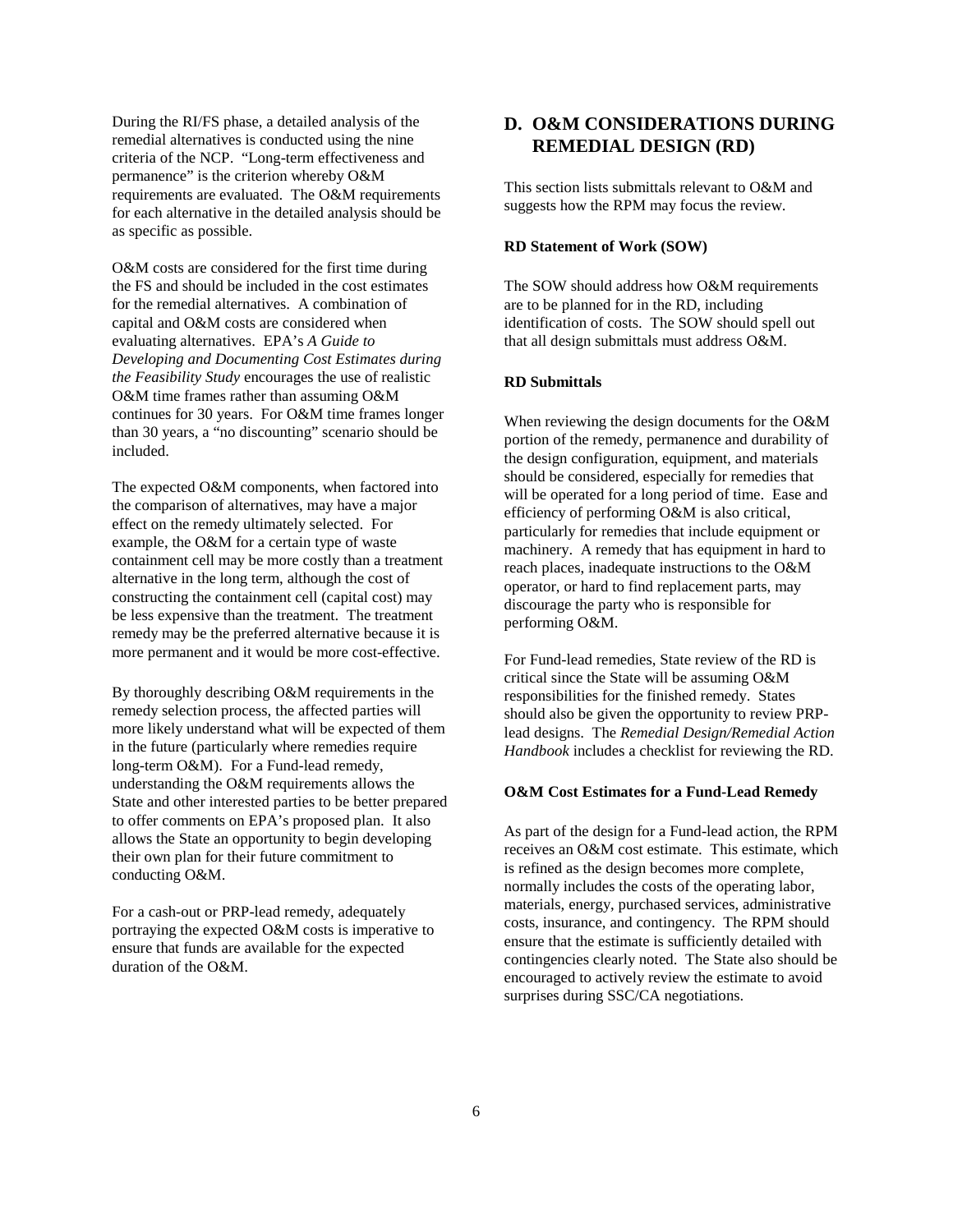During the RI/FS phase, a detailed analysis of the remedial alternatives is conducted using the nine criteria of the NCP. "Long-term effectiveness and permanence" is the criterion whereby O&M requirements are evaluated. The O&M requirements for each alternative in the detailed analysis should be as specific as possible.

O&M costs are considered for the first time during the FS and should be included in the cost estimates for the remedial alternatives. A combination of capital and O&M costs are considered when evaluating alternatives. EPA's *A Guide to Developing and Documenting Cost Estimates during the Feasibility Study* encourages the use of realistic O&M time frames rather than assuming O&M continues for 30 years. For O&M time frames longer than 30 years, a "no discounting" scenario should be included.

The expected O&M components, when factored into the comparison of alternatives, may have a major effect on the remedy ultimately selected. For example, the O&M for a certain type of waste containment cell may be more costly than a treatment alternative in the long term, although the cost of constructing the containment cell (capital cost) may be less expensive than the treatment. The treatment remedy may be the preferred alternative because it is more permanent and it would be more cost-effective.

By thoroughly describing O&M requirements in the remedy selection process, the affected parties will more likely understand what will be expected of them in the future (particularly where remedies require long-term O&M). For a Fund-lead remedy, understanding the O&M requirements allows the State and other interested parties to be better prepared to offer comments on EPA's proposed plan. It also allows the State an opportunity to begin developing their own plan for their future commitment to conducting O&M.

For a cash-out or PRP-lead remedy, adequately portraying the expected O&M costs is imperative to ensure that funds are available for the expected duration of the O&M.

## D. O&M CONSIDERATIONS DURING REMEDIAL DESIGN (RD)

This section lists submittals relevant to O&M and suggests how the RPM may focus the review.

**RD Statement of Work (SOW)**

The SOW should address how O&M requirements are to be planned for in the RD, including identification of costs. The SOW should spell out that all design submittals must address O&M.

**RD Submittals**

When reviewing the design documents for the O&M portion of the remedy, permanence and durability of the design configuration, equipment, and materials should be considered, especially for remedies that will be operated for a long period of time. Ease and efficiency of performing O&M is also critical, particularly for remedies that include equipment or machinery. A remedy that has equipment in hard to reach places, inadequate instructions to the O&M operator, or hard to find replacement parts, may discourage the party who is responsible for performing O&M.

For Fund-lead remedies, State review of the RD is critical since the State will be assuming O&M responsibilities for the finished remedy. States should also be given the opportunity to review PRP-lead designs. The *Remedial Design/Remedial Action Handbook* includes a checklist for reviewing the RD.

**O&M Cost Estimates for a Fund-Lead Remedy**

As part of the design for a Fund-lead action, the RPM receives an O&M cost estimate. This estimate, which is refined as the design becomes more complete, normally includes the costs of the operating labor, materials, energy, purchased services, administrative costs, insurance, and contingency. The RPM should ensure that the estimate is sufficiently detailed with contingencies clearly noted. The State also should be encouraged to actively review the estimate to avoid surprises during SSC/CA negotiations.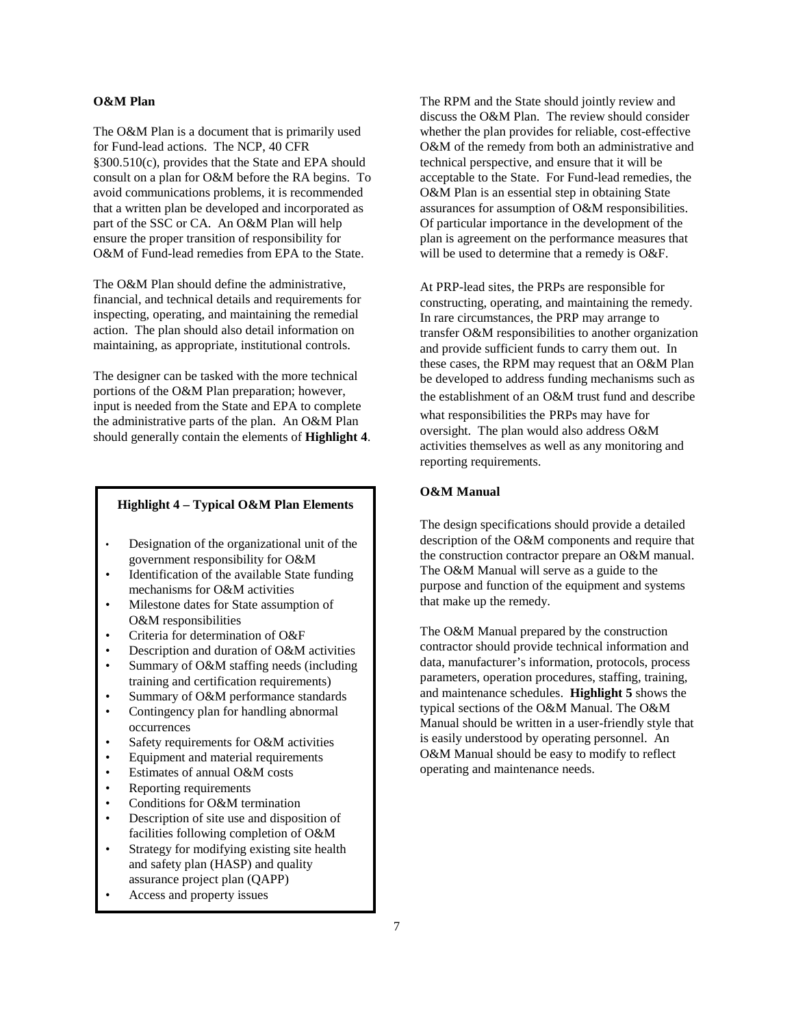### O&M Plan

The O&M Plan is a document that is primarily used for Fund-lead actions. The NCP, 40 CFR §300.510(c), provides that the State and EPA should consult on a plan for O&M before the RA begins. To avoid communications problems, it is recommended that a written plan be developed and incorporated as part of the SSC or CA. An O&M Plan will help ensure the proper transition of responsibility for O&M of Fund-lead remedies from EPA to the State.

The O&M Plan should define the administrative, financial, and technical details and requirements for inspecting, operating, and maintaining the remedial action. The plan should also detail information on maintaining, as appropriate, institutional controls.

The designer can be tasked with the more technical portions of the O&M Plan preparation; however, input is needed from the State and EPA to complete the administrative parts of the plan. An O&M Plan should generally contain the elements of **Highlight 4**.

**Highlight 4 – Typical O&M Plan Elements**

- Designation of the organizational unit of the government responsibility for O&M
- Identification of the available State funding mechanisms for O&M activities
- Milestone dates for State assumption of O&M responsibilities
- Criteria for determination of O&F
- Description and duration of O&M activities
- Summary of O&M staffing needs (including training and certification requirements)
- Summary of O&M performance standards
- Contingency plan for handling abnormal occurrences
- Safety requirements for O&M activities
- Equipment and material requirements
- Estimates of annual O&M costs
- Reporting requirements
- Conditions for O&M termination
- Description of site use and disposition of facilities following completion of O&M
- Strategy for modifying existing site health and safety plan (HASP) and quality assurance project plan (QAPP)
- Access and property issues

The RPM and the State should jointly review and discuss the O&M Plan. The review should consider whether the plan provides for reliable, cost-effective O&M of the remedy from both an administrative and technical perspective, and ensure that it will be acceptable to the State. For Fund-lead remedies, the O&M Plan is an essential step in obtaining State assurances for assumption of O&M responsibilities. Of particular importance in the development of the plan is agreement on the performance measures that will be used to determine that a remedy is O&F.

At PRP-lead sites, the PRPs are responsible for constructing, operating, and maintaining the remedy. In rare circumstances, the PRP may arrange to transfer O&M responsibilities to another organization and provide sufficient funds to carry them out. In these cases, the RPM may request that an O&M Plan be developed to address funding mechanisms such as the establishment of an O&M trust fund and describe what responsibilities the PRPs may have for oversight. The plan would also address O&M activities themselves as well as any monitoring and reporting requirements.

### O&M Manual

The design specifications should provide a detailed description of the O&M components and require that the construction contractor prepare an O&M manual. The O&M Manual will serve as a guide to the purpose and function of the equipment and systems that make up the remedy.

The O&M Manual prepared by the construction contractor should provide technical information and data, manufacturer's information, protocols, process parameters, operation procedures, staffing, training, and maintenance schedules. **Highlight 5** shows the typical sections of the O&M Manual. The O&M Manual should be written in a user-friendly style that is easily understood by operating personnel. An O&M Manual should be easy to modify to reflect operating and maintenance needs.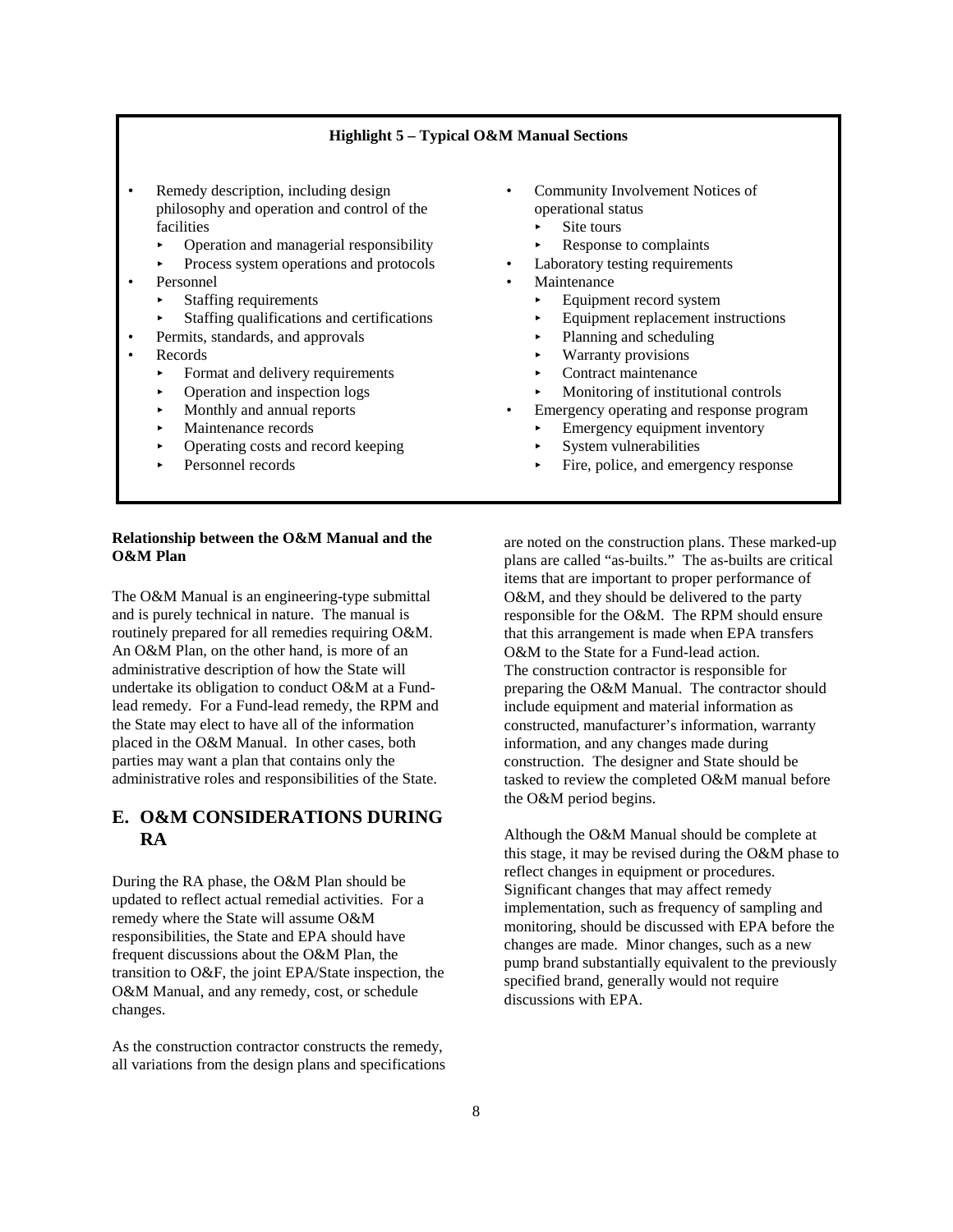**Highlight 5 – Typical O&M Manual Sections**

- Remedy description, including design philosophy and operation and control of the facilities
  - Operation and managerial responsibility
  - Process system operations and protocols
- Personnel
  - Staffing requirements
  - Staffing qualifications and certifications
- Permits, standards, and approvals
- Records
  - Format and delivery requirements
  - Operation and inspection logs
  - Monthly and annual reports
  - Maintenance records
  - Operating costs and record keeping
  - Personnel records
- Community Involvement Notices of operational status
  - Site tours
  - Response to complaints
- Laboratory testing requirements
- Maintenance
  - Equipment record system
  - Equipment replacement instructions
  - Planning and scheduling
  - Warranty provisions
  - Contract maintenance
  - Monitoring of institutional controls
- Emergency operating and response program
  - Emergency equipment inventory
  - System vulnerabilities
  - Fire, police, and emergency response

**Relationship between the O&M Manual and the O&M Plan**

The O&M Manual is an engineering-type submittal and is purely technical in nature. The manual is routinely prepared for all remedies requiring O&M. An O&M Plan, on the other hand, is more of an administrative description of how the State will undertake its obligation to conduct O&M at a Fund-lead remedy. For a Fund-lead remedy, the RPM and the State may elect to have all of the information placed in the O&M Manual. In other cases, both parties may want a plan that contains only the administrative roles and responsibilities of the State.

## E. O&M CONSIDERATIONS DURING RA

During the RA phase, the O&M Plan should be updated to reflect actual remedial activities. For a remedy where the State will assume O&M responsibilities, the State and EPA should have frequent discussions about the O&M Plan, the transition to O&F, the joint EPA/State inspection, the O&M Manual, and any remedy, cost, or schedule changes.

As the construction contractor constructs the remedy, all variations from the design plans and specifications are noted on the construction plans. These marked-up plans are called "as-builts." The as-builts are critical items that are important to proper performance of O&M, and they should be delivered to the party responsible for the O&M. The RPM should ensure that this arrangement is made when EPA transfers O&M to the State for a Fund-lead action.
The construction contractor is responsible for preparing the O&M Manual. The contractor should include equipment and material information as constructed, manufacturer's information, warranty information, and any changes made during construction. The designer and State should be tasked to review the completed O&M manual before the O&M period begins.

Although the O&M Manual should be complete at this stage, it may be revised during the O&M phase to reflect changes in equipment or procedures. Significant changes that may affect remedy implementation, such as frequency of sampling and monitoring, should be discussed with EPA before the changes are made. Minor changes, such as a new pump brand substantially equivalent to the previously specified brand, generally would not require discussions with EPA.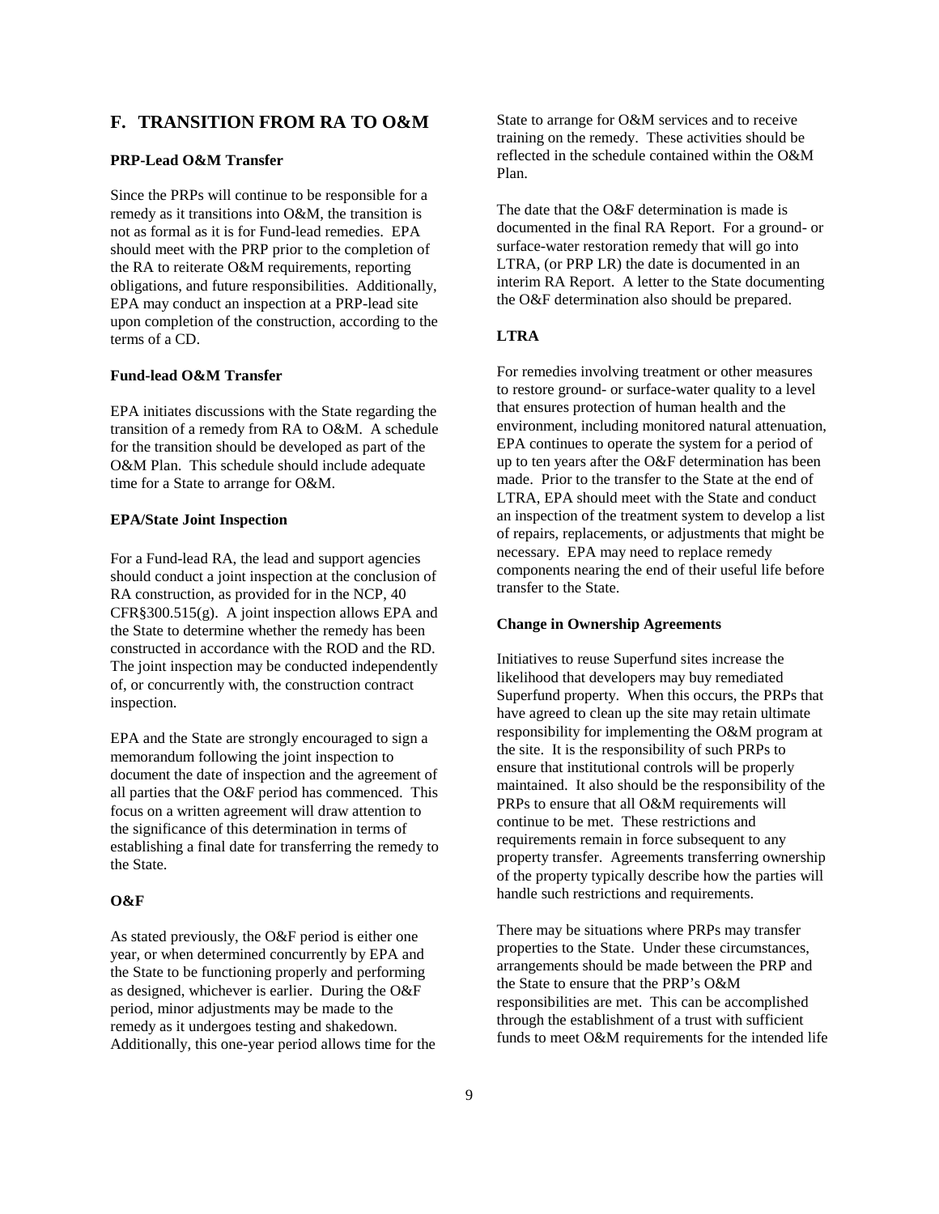## F. TRANSITION FROM RA TO O&M

### PRP-Lead O&M Transfer

Since the PRPs will continue to be responsible for a remedy as it transitions into O&M, the transition is not as formal as it is for Fund-lead remedies. EPA should meet with the PRP prior to the completion of the RA to reiterate O&M requirements, reporting obligations, and future responsibilities. Additionally, EPA may conduct an inspection at a PRP-lead site upon completion of the construction, according to the terms of a CD.

### Fund-lead O&M Transfer

EPA initiates discussions with the State regarding the transition of a remedy from RA to O&M. A schedule for the transition should be developed as part of the O&M Plan. This schedule should include adequate time for a State to arrange for O&M.

### EPA/State Joint Inspection

For a Fund-lead RA, the lead and support agencies should conduct a joint inspection at the conclusion of RA construction, as provided for in the NCP, 40 CFR§300.515(g). A joint inspection allows EPA and the State to determine whether the remedy has been constructed in accordance with the ROD and the RD. The joint inspection may be conducted independently of, or concurrently with, the construction contract inspection.

EPA and the State are strongly encouraged to sign a memorandum following the joint inspection to document the date of inspection and the agreement of all parties that the O&F period has commenced. This focus on a written agreement will draw attention to the significance of this determination in terms of establishing a final date for transferring the remedy to the State.

### O&F

As stated previously, the O&F period is either one year, or when determined concurrently by EPA and the State to be functioning properly and performing as designed, whichever is earlier. During the O&F period, minor adjustments may be made to the remedy as it undergoes testing and shakedown. Additionally, this one-year period allows time for the State to arrange for O&M services and to receive training on the remedy. These activities should be reflected in the schedule contained within the O&M Plan.

The date that the O&F determination is made is documented in the final RA Report. For a ground- or surface-water restoration remedy that will go into LTRA, (or PRP LR) the date is documented in an interim RA Report. A letter to the State documenting the O&F determination also should be prepared.

### LTRA

For remedies involving treatment or other measures to restore ground- or surface-water quality to a level that ensures protection of human health and the environment, including monitored natural attenuation, EPA continues to operate the system for a period of up to ten years after the O&F determination has been made. Prior to the transfer to the State at the end of LTRA, EPA should meet with the State and conduct an inspection of the treatment system to develop a list of repairs, replacements, or adjustments that might be necessary. EPA may need to replace remedy components nearing the end of their useful life before transfer to the State.

### Change in Ownership Agreements

Initiatives to reuse Superfund sites increase the likelihood that developers may buy remediated Superfund property. When this occurs, the PRPs that have agreed to clean up the site may retain ultimate responsibility for implementing the O&M program at the site. It is the responsibility of such PRPs to ensure that institutional controls will be properly maintained. It also should be the responsibility of the PRPs to ensure that all O&M requirements will continue to be met. These restrictions and requirements remain in force subsequent to any property transfer. Agreements transferring ownership of the property typically describe how the parties will handle such restrictions and requirements.

There may be situations where PRPs may transfer properties to the State. Under these circumstances, arrangements should be made between the PRP and the State to ensure that the PRP's O&M responsibilities are met. This can be accomplished through the establishment of a trust with sufficient funds to meet O&M requirements for the intended life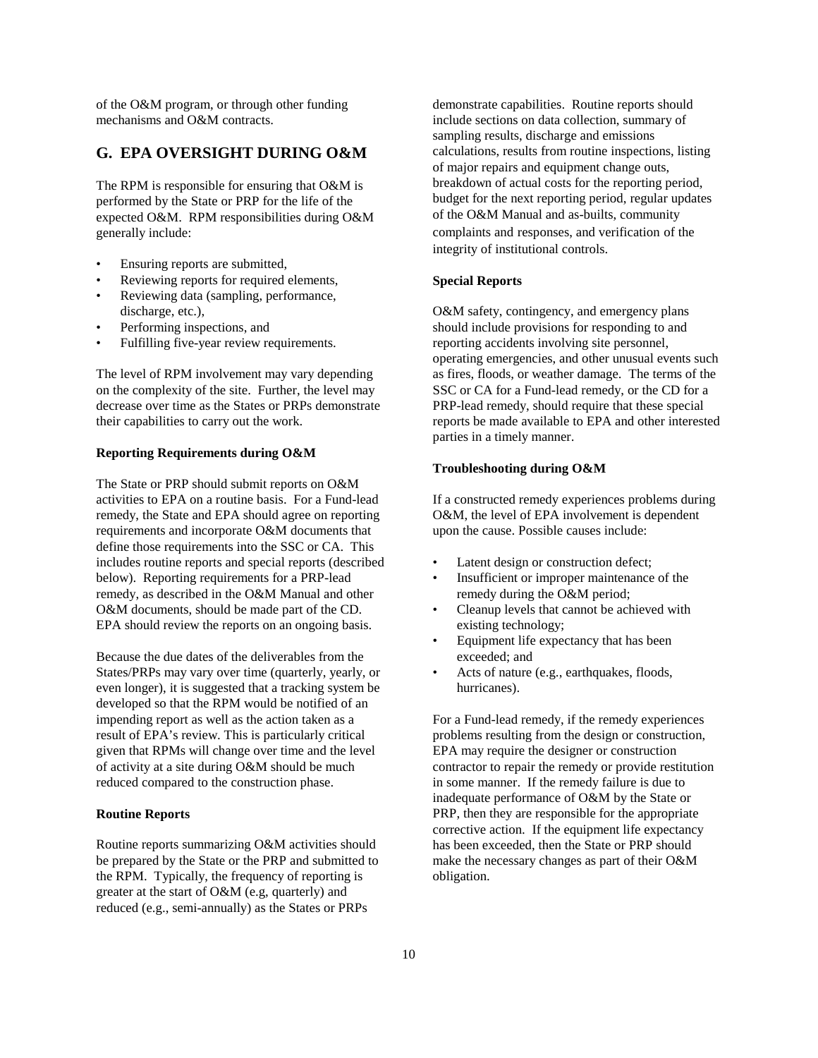of the O&M program, or through other funding mechanisms and O&M contracts.

## G. EPA OVERSIGHT DURING O&M

The RPM is responsible for ensuring that O&M is performed by the State or PRP for the life of the expected O&M. RPM responsibilities during O&M generally include:

- Ensuring reports are submitted,
- Reviewing reports for required elements,
- Reviewing data (sampling, performance, discharge, etc.),
- Performing inspections, and
- Fulfilling five-year review requirements.

The level of RPM involvement may vary depending on the complexity of the site. Further, the level may decrease over time as the States or PRPs demonstrate their capabilities to carry out the work.

**Reporting Requirements during O&M**

The State or PRP should submit reports on O&M activities to EPA on a routine basis. For a Fund-lead remedy, the State and EPA should agree on reporting requirements and incorporate O&M documents that define those requirements into the SSC or CA. This includes routine reports and special reports (described below). Reporting requirements for a PRP-lead remedy, as described in the O&M Manual and other O&M documents, should be made part of the CD. EPA should review the reports on an ongoing basis.

Because the due dates of the deliverables from the States/PRPs may vary over time (quarterly, yearly, or even longer), it is suggested that a tracking system be developed so that the RPM would be notified of an impending report as well as the action taken as a result of EPA's review. This is particularly critical given that RPMs will change over time and the level of activity at a site during O&M should be much reduced compared to the construction phase.

**Routine Reports**

Routine reports summarizing O&M activities should be prepared by the State or the PRP and submitted to the RPM. Typically, the frequency of reporting is greater at the start of O&M (e.g, quarterly) and reduced (e.g., semi-annually) as the States or PRPs demonstrate capabilities. Routine reports should include sections on data collection, summary of sampling results, discharge and emissions calculations, results from routine inspections, listing of major repairs and equipment change outs, breakdown of actual costs for the reporting period, budget for the next reporting period, regular updates of the O&M Manual and as-builts, community complaints and responses, and verification of the integrity of institutional controls.

**Special Reports**

O&M safety, contingency, and emergency plans should include provisions for responding to and reporting accidents involving site personnel, operating emergencies, and other unusual events such as fires, floods, or weather damage. The terms of the SSC or CA for a Fund-lead remedy, or the CD for a PRP-lead remedy, should require that these special reports be made available to EPA and other interested parties in a timely manner.

**Troubleshooting during O&M**

If a constructed remedy experiences problems during O&M, the level of EPA involvement is dependent upon the cause. Possible causes include:

- Latent design or construction defect;
- Insufficient or improper maintenance of the remedy during the O&M period;
- Cleanup levels that cannot be achieved with existing technology;
- Equipment life expectancy that has been exceeded; and
- Acts of nature (e.g., earthquakes, floods, hurricanes).

For a Fund-lead remedy, if the remedy experiences problems resulting from the design or construction, EPA may require the designer or construction contractor to repair the remedy or provide restitution in some manner. If the remedy failure is due to inadequate performance of O&M by the State or PRP, then they are responsible for the appropriate corrective action. If the equipment life expectancy has been exceeded, then the State or PRP should make the necessary changes as part of their O&M obligation.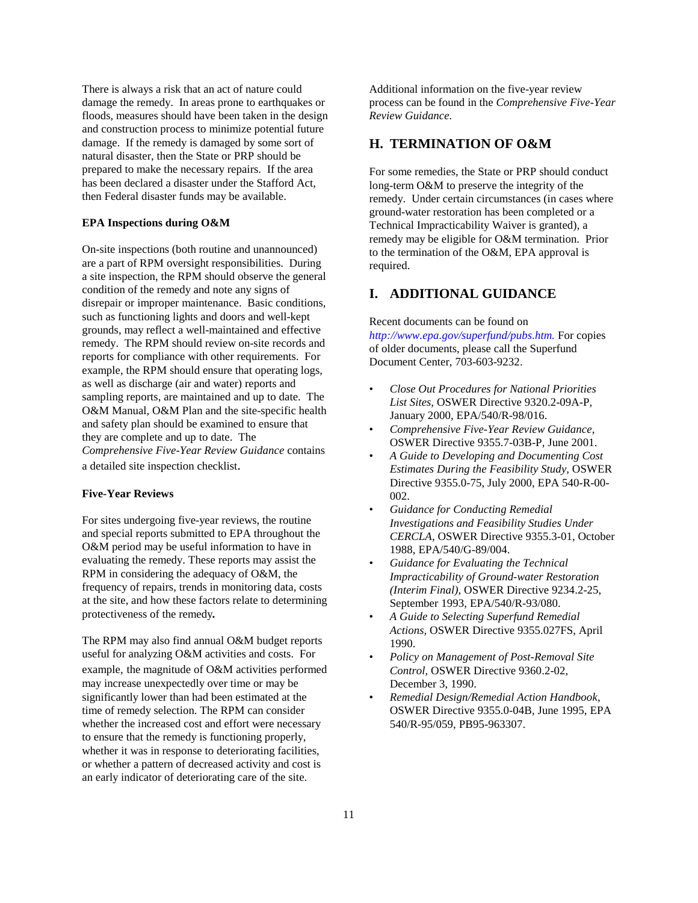There is always a risk that an act of nature could damage the remedy. In areas prone to earthquakes or floods, measures should have been taken in the design and construction process to minimize potential future damage. If the remedy is damaged by some sort of natural disaster, then the State or PRP should be prepared to make the necessary repairs. If the area has been declared a disaster under the Stafford Act, then Federal disaster funds may be available.

**EPA Inspections during O&M**

On-site inspections (both routine and unannounced) are a part of RPM oversight responsibilities. During a site inspection, the RPM should observe the general condition of the remedy and note any signs of disrepair or improper maintenance. Basic conditions, such as functioning lights and doors and well-kept grounds, may reflect a well-maintained and effective remedy. The RPM should review on-site records and reports for compliance with other requirements. For example, the RPM should ensure that operating logs, as well as discharge (air and water) reports and sampling reports, are maintained and up to date. The O&M Manual, O&M Plan and the site-specific health and safety plan should be examined to ensure that they are complete and up to date. The *Comprehensive Five-Year Review Guidance* contains a detailed site inspection checklist.

**Five-Year Reviews**

For sites undergoing five-year reviews, the routine and special reports submitted to EPA throughout the O&M period may be useful information to have in evaluating the remedy. These reports may assist the RPM in considering the adequacy of O&M, the frequency of repairs, trends in monitoring data, costs at the site, and how these factors relate to determining protectiveness of the remedy**.**

The RPM may also find annual O&M budget reports useful for analyzing O&M activities and costs. For example, the magnitude of O&M activities performed may increase unexpectedly over time or may be significantly lower than had been estimated at the time of remedy selection. The RPM can consider whether the increased cost and effort were necessary to ensure that the remedy is functioning properly, whether it was in response to deteriorating facilities, or whether a pattern of decreased activity and cost is an early indicator of deteriorating care of the site.

Additional information on the five-year review process can be found in the *Comprehensive Five-Year Review Guidance.*

## H. TERMINATION OF O&M

For some remedies, the State or PRP should conduct long-term O&M to preserve the integrity of the remedy. Under certain circumstances (in cases where ground-water restoration has been completed or a Technical Impracticability Waiver is granted), a remedy may be eligible for O&M termination. Prior to the termination of the O&M, EPA approval is required.

## I. ADDITIONAL GUIDANCE

Recent documents can be found on *http://www.epa.gov/superfund/pubs.htm.* For copies of older documents, please call the Superfund Document Center, 703-603-9232.

- *Close Out Procedures for National Priorities List Sites*, OSWER Directive 9320.2-09A-P, January 2000, EPA/540/R-98/016.
- *Comprehensive Five-Year Review Guidance*, OSWER Directive 9355.7-03B-P, June 2001.
- *A Guide to Developing and Documenting Cost Estimates During the Feasibility Study,* OSWER Directive 9355.0-75, July 2000, EPA 540-R-00-002.
- *Guidance for Conducting Remedial Investigations and Feasibility Studies Under CERCLA*, OSWER Directive 9355.3-01, October 1988, EPA/540/G-89/004.
- *Guidance for Evaluating the Technical Impracticability of Ground-water Restoration (Interim Final)*, OSWER Directive 9234.2-25, September 1993, EPA/540/R-93/080.
- *A Guide to Selecting Superfund Remedial Actions,* OSWER Directive 9355.027FS, April 1990.
- *Policy on Management of Post-Removal Site Control,* OSWER Directive 9360.2-02, December 3, 1990.
- *Remedial Design/Remedial Action Handbook*, OSWER Directive 9355.0-04B, June 1995, EPA 540/R-95/059, PB95-963307.